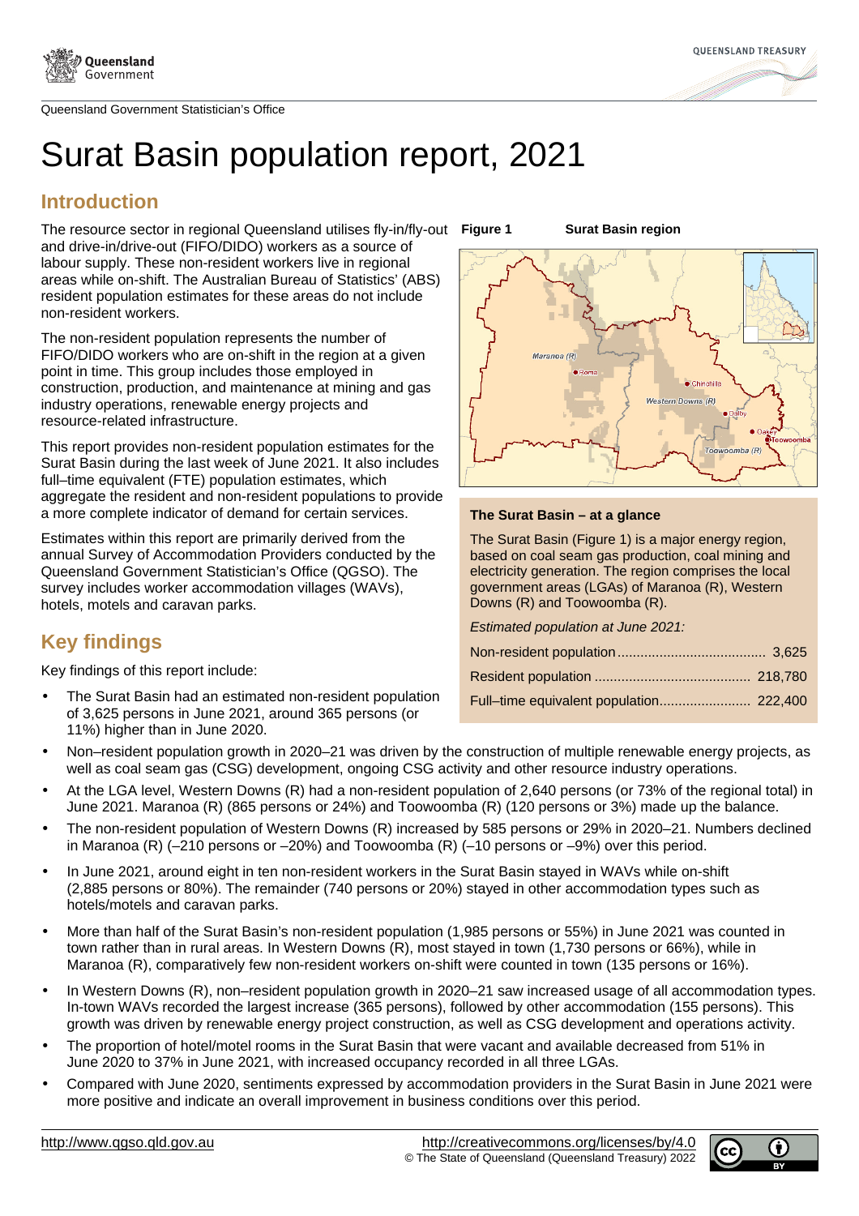Queensland Government Statistician's Office

# Surat Basin population report, 2021

## Introduction

The resource sector in regional Queensland utilises fly-in/fly-out and drive-in/drive-out (FIFO/DIDO) workers as a source of labour supply. These non-resident workers live in regional areas while on-shift. The Australian Bureau of Statistics' (ABS) resident population estimates for these areas do not include non-resident workers.

The non-resident population represents the number of FIFO/DIDO workers who are on-shift in the region at a given point in time. This group includes those employed in construction, production, and maintenance at mining and gas industry operations, renewable energy projects and resource-related infrastructure.

This report provides non-resident population estimates for the Surat Basin during the last week of June 2021. It also includes full–time equivalent (FTE) population estimates, which aggregate the resident and non-resident populations to provide a more complete indicator of demand for certain services.

Estimates within this report are primarily derived from the annual Survey of Accommodation Providers conducted by the Queensland Government Statistician's Office (QGSO). The survey includes worker accommodation villages (WAVs), hotels, motels and caravan parks.

**Figure 1 Surat Basin region**

### The Surat Basin – at a glance

The Surat Basin (Figure 1) is a major energy region, based on coal seam gas production, coal mining and electricity generation. The region comprises the local government areas (LGAs) of Maranoa (R), Western Downs (R) and Toowoomba (R).

*Estimated population at June 2021:*

Non-resident population ...................................... 3,625
Resident population ........................................ 218,780
Full–time equivalent population........................ 222,400

## Key findings

Key findings of this report include:

- The Surat Basin had an estimated non-resident population of 3,625 persons in June 2021, around 365 persons (or 11%) higher than in June 2020.
- Non–resident population growth in 2020–21 was driven by the construction of multiple renewable energy projects, as well as coal seam gas (CSG) development, ongoing CSG activity and other resource industry operations.
- At the LGA level, Western Downs (R) had a non-resident population of 2,640 persons (or 73% of the regional total) in June 2021. Maranoa (R) (865 persons or 24%) and Toowoomba (R) (120 persons or 3%) made up the balance.
- The non-resident population of Western Downs (R) increased by 585 persons or 29% in 2020–21. Numbers declined in Maranoa (R) (–210 persons or –20%) and Toowoomba (R) (–10 persons or –9%) over this period.
- In June 2021, around eight in ten non-resident workers in the Surat Basin stayed in WAVs while on-shift (2,885 persons or 80%). The remainder (740 persons or 20%) stayed in other accommodation types such as hotels/motels and caravan parks.
- More than half of the Surat Basin's non-resident population (1,985 persons or 55%) in June 2021 was counted in town rather than in rural areas. In Western Downs (R), most stayed in town (1,730 persons or 66%), while in Maranoa (R), comparatively few non-resident workers on-shift were counted in town (135 persons or 16%).
- In Western Downs (R), non–resident population growth in 2020–21 saw increased usage of all accommodation types. In-town WAVs recorded the largest increase (365 persons), followed by other accommodation (155 persons). This growth was driven by renewable energy project construction, as well as CSG development and operations activity.
- The proportion of hotel/motel rooms in the Surat Basin that were vacant and available decreased from 51% in June 2020 to 37% in June 2021, with increased occupancy recorded in all three LGAs.
- Compared with June 2020, sentiments expressed by accommodation providers in the Surat Basin in June 2021 were more positive and indicate an overall improvement in business conditions over this period.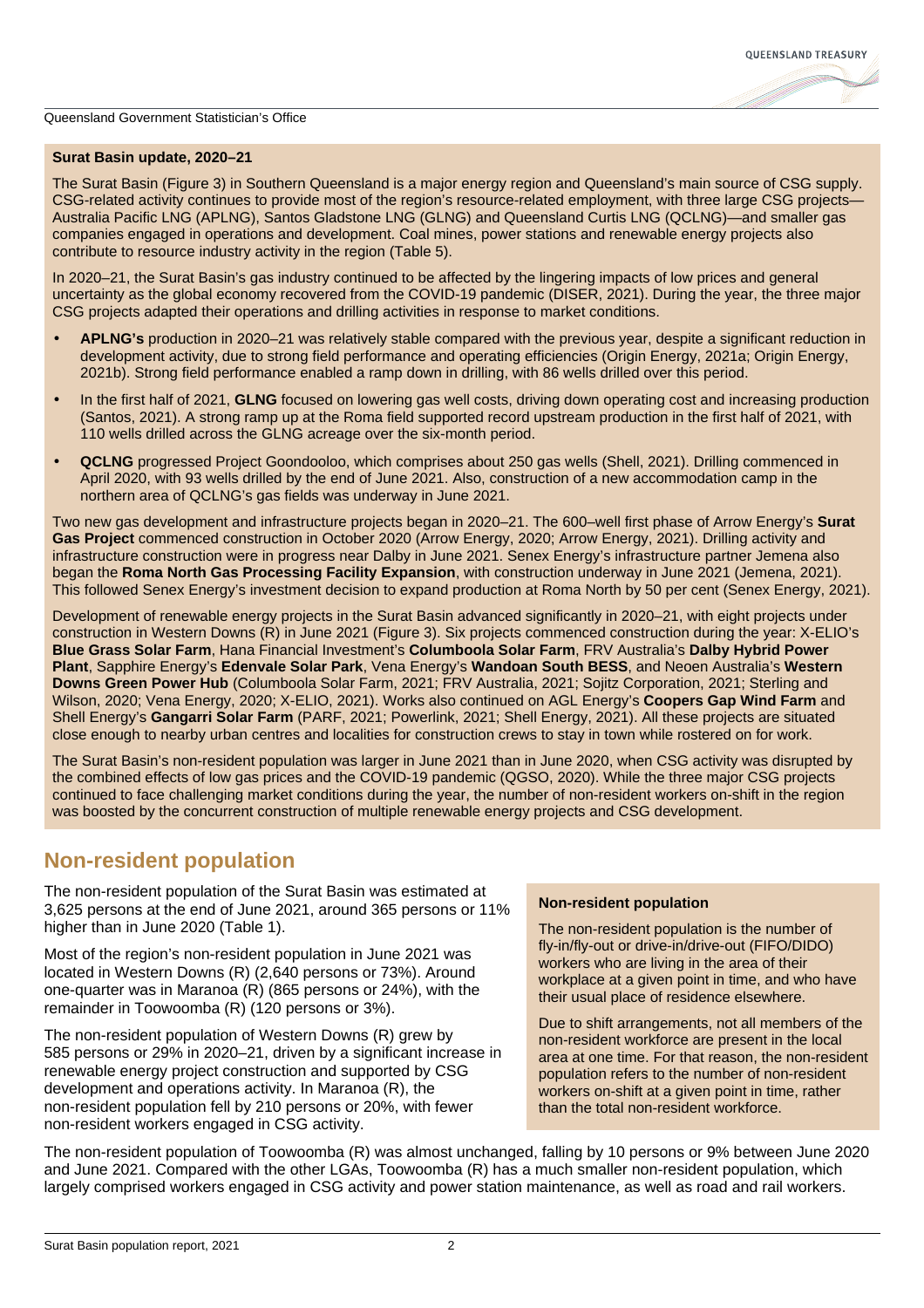**Surat Basin update, 2020–21**

The Surat Basin (Figure 3) in Southern Queensland is a major energy region and Queensland's main source of CSG supply. CSG-related activity continues to provide most of the region's resource-related employment, with three large CSG projects—Australia Pacific LNG (APLNG), Santos Gladstone LNG (GLNG) and Queensland Curtis LNG (QCLNG)—and smaller gas companies engaged in operations and development. Coal mines, power stations and renewable energy projects also contribute to resource industry activity in the region (Table 5).

In 2020–21, the Surat Basin's gas industry continued to be affected by the lingering impacts of low prices and general uncertainty as the global economy recovered from the COVID-19 pandemic (DISER, 2021). During the year, the three major CSG projects adapted their operations and drilling activities in response to market conditions.

- **APLNG's** production in 2020–21 was relatively stable compared with the previous year, despite a significant reduction in development activity, due to strong field performance and operating efficiencies (Origin Energy, 2021a; Origin Energy, 2021b). Strong field performance enabled a ramp down in drilling, with 86 wells drilled over this period.
- In the first half of 2021, **GLNG** focused on lowering gas well costs, driving down operating cost and increasing production (Santos, 2021). A strong ramp up at the Roma field supported record upstream production in the first half of 2021, with 110 wells drilled across the GLNG acreage over the six-month period.
- **QCLNG** progressed Project Goondooloo, which comprises about 250 gas wells (Shell, 2021). Drilling commenced in April 2020, with 93 wells drilled by the end of June 2021. Also, construction of a new accommodation camp in the northern area of QCLNG's gas fields was underway in June 2021.

Two new gas development and infrastructure projects began in 2020–21. The 600–well first phase of Arrow Energy's **Surat Gas Project** commenced construction in October 2020 (Arrow Energy, 2020; Arrow Energy, 2021). Drilling activity and infrastructure construction were in progress near Dalby in June 2021. Senex Energy's infrastructure partner Jemena also began the **Roma North Gas Processing Facility Expansion**, with construction underway in June 2021 (Jemena, 2021). This followed Senex Energy's investment decision to expand production at Roma North by 50 per cent (Senex Energy, 2021).

Development of renewable energy projects in the Surat Basin advanced significantly in 2020–21, with eight projects under construction in Western Downs (R) in June 2021 (Figure 3). Six projects commenced construction during the year: X-ELIO's **Blue Grass Solar Farm**, Hana Financial Investment's **Columboola Solar Farm**, FRV Australia's **Dalby Hybrid Power Plant**, Sapphire Energy's **Edenvale Solar Park**, Vena Energy's **Wandoan South BESS**, and Neoen Australia's **Western Downs Green Power Hub** (Columboola Solar Farm, 2021; FRV Australia, 2021; Sojitz Corporation, 2021; Sterling and Wilson, 2020; Vena Energy, 2020; X-ELIO, 2021). Works also continued on AGL Energy's **Coopers Gap Wind Farm** and Shell Energy's **Gangarri Solar Farm** (PARF, 2021; Powerlink, 2021; Shell Energy, 2021). All these projects are situated close enough to nearby urban centres and localities for construction crews to stay in town while rostered on for work.

The Surat Basin's non-resident population was larger in June 2021 than in June 2020, when CSG activity was disrupted by the combined effects of low gas prices and the COVID-19 pandemic (QGSO, 2020). While the three major CSG projects continued to face challenging market conditions during the year, the number of non-resident workers on-shift in the region was boosted by the concurrent construction of multiple renewable energy projects and CSG development.

## Non-resident population

The non-resident population of the Surat Basin was estimated at 3,625 persons at the end of June 2021, around 365 persons or 11% higher than in June 2020 (Table 1).

Most of the region's non-resident population in June 2021 was located in Western Downs (R) (2,640 persons or 73%). Around one-quarter was in Maranoa (R) (865 persons or 24%), with the remainder in Toowoomba (R) (120 persons or 3%).

The non-resident population of Western Downs (R) grew by 585 persons or 29% in 2020–21, driven by a significant increase in renewable energy project construction and supported by CSG development and operations activity. In Maranoa (R), the non-resident population fell by 210 persons or 20%, with fewer non-resident workers engaged in CSG activity.

**Non-resident population**

The non-resident population is the number of fly-in/fly-out or drive-in/drive-out (FIFO/DIDO) workers who are living in the area of their workplace at a given point in time, and who have their usual place of residence elsewhere.

Due to shift arrangements, not all members of the non-resident workforce are present in the local area at one time. For that reason, the non-resident population refers to the number of non-resident workers on-shift at a given point in time, rather than the total non-resident workforce.

The non-resident population of Toowoomba (R) was almost unchanged, falling by 10 persons or 9% between June 2020 and June 2021. Compared with the other LGAs, Toowoomba (R) has a much smaller non-resident population, which largely comprised workers engaged in CSG activity and power station maintenance, as well as road and rail workers.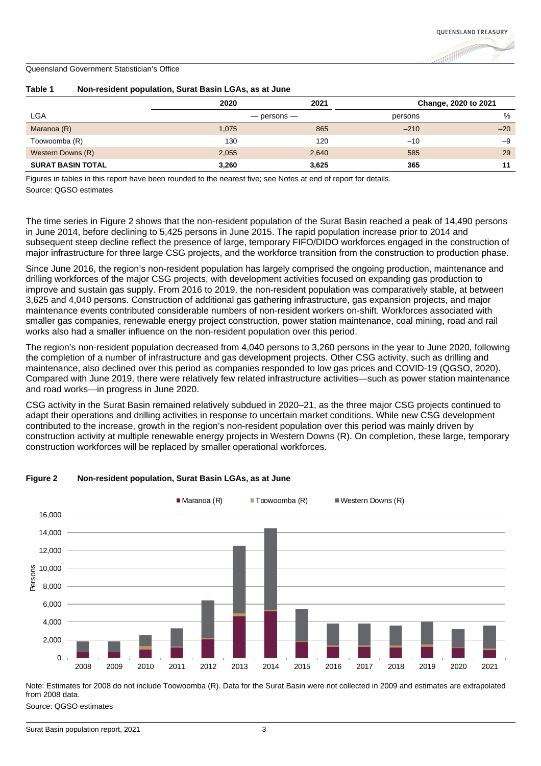Queensland Government Statistician's Office

**Table 1 Non-resident population, Surat Basin LGAs, as at June**

| LGA | 2020 | 2021 | Change, 2020 to 2021 | |
|---|---|---|---|---|
| | — persons — | | persons | % |
| Maranoa (R) | 1,075 | 865 | –210 | –20 |
| Toowoomba (R) | 130 | 120 | –10 | –9 |
| Western Downs (R) | 2,055 | 2,640 | 585 | 29 |
| **SURAT BASIN TOTAL** | **3,260** | **3,625** | **365** | **11** |

Figures in tables in this report have been rounded to the nearest five; see Notes at end of report for details.
Source: QGSO estimates

The time series in Figure 2 shows that the non-resident population of the Surat Basin reached a peak of 14,490 persons in June 2014, before declining to 5,425 persons in June 2015. The rapid population increase prior to 2014 and subsequent steep decline reflect the presence of large, temporary FIFO/DIDO workforces engaged in the construction of major infrastructure for three large CSG projects, and the workforce transition from the construction to production phase.

Since June 2016, the region's non-resident population has largely comprised the ongoing production, maintenance and drilling workforces of the major CSG projects, with development activities focused on expanding gas production to improve and sustain gas supply. From 2016 to 2019, the non-resident population was comparatively stable, at between 3,625 and 4,040 persons. Construction of additional gas gathering infrastructure, gas expansion projects, and major maintenance events contributed considerable numbers of non-resident workers on-shift. Workforces associated with smaller gas companies, renewable energy project construction, power station maintenance, coal mining, road and rail works also had a smaller influence on the non-resident population over this period.

The region's non-resident population decreased from 4,040 persons to 3,260 persons in the year to June 2020, following the completion of a number of infrastructure and gas development projects. Other CSG activity, such as drilling and maintenance, also declined over this period as companies responded to low gas prices and COVID-19 (QGSO, 2020). Compared with June 2019, there were relatively few related infrastructure activities—such as power station maintenance and road works—in progress in June 2020.

CSG activity in the Surat Basin remained relatively subdued in 2020–21, as the three major CSG projects continued to adapt their operations and drilling activities in response to uncertain market conditions. While new CSG development contributed to the increase, growth in the region's non-resident population over this period was mainly driven by construction activity at multiple renewable energy projects in Western Downs (R). On completion, these large, temporary construction workforces will be replaced by smaller operational workforces.

**Figure 2 Non-resident population, Surat Basin LGAs, as at June**

Note: Estimates for 2008 do not include Toowoomba (R). Data for the Surat Basin were not collected in 2009 and estimates are extrapolated from 2008 data.
Source: QGSO estimates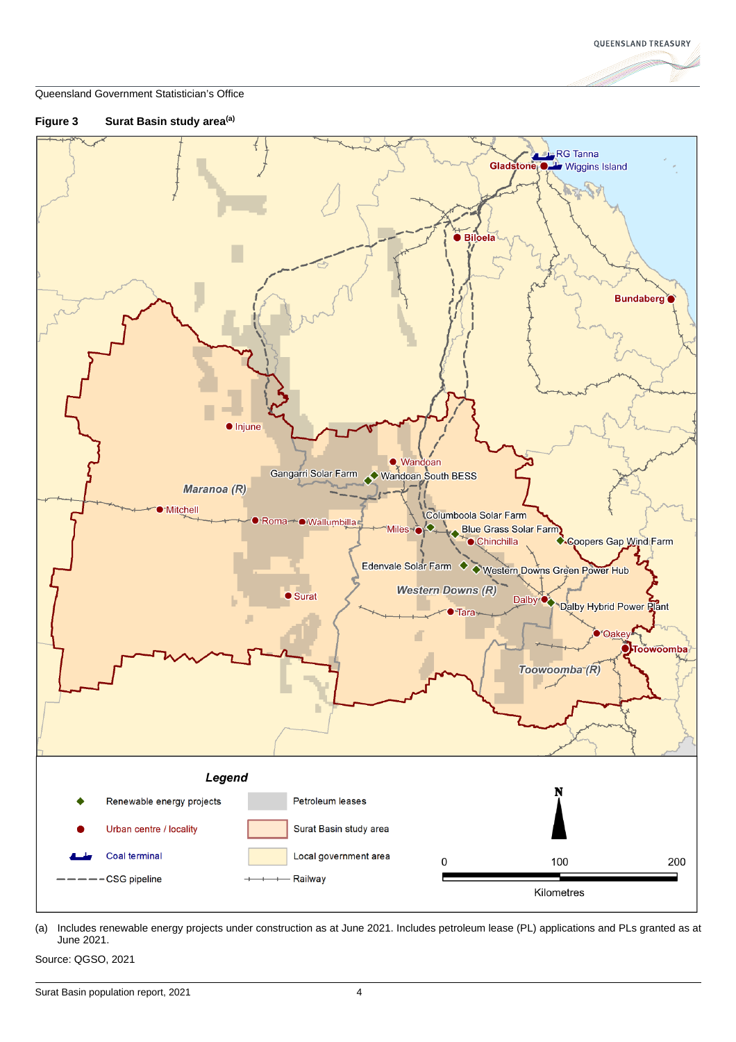Queensland Government Statistician's Office

**Figure 3 Surat Basin study area[(a)]**

(a) Includes renewable energy projects under construction as at June 2021. Includes petroleum lease (PL) applications and PLs granted as at June 2021.

Source: QGSO, 2021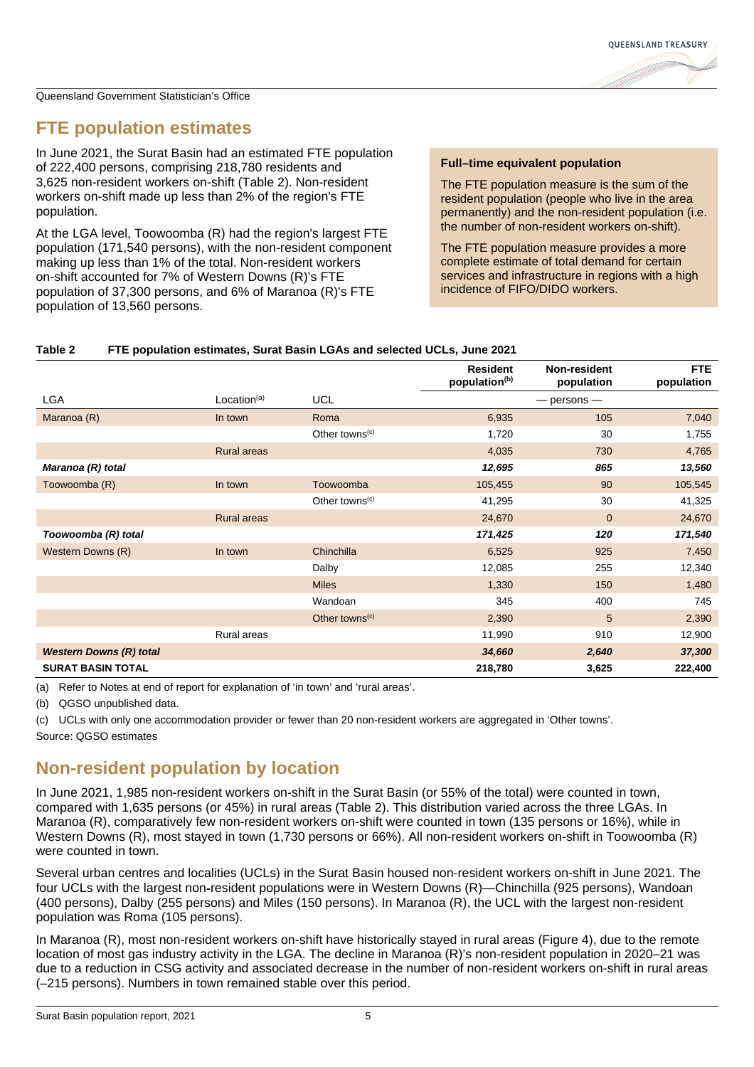## FTE population estimates

In June 2021, the Surat Basin had an estimated FTE population of 222,400 persons, comprising 218,780 residents and 3,625 non-resident workers on-shift (Table 2). Non-resident workers on-shift made up less than 2% of the region's FTE population.

At the LGA level, Toowoomba (R) had the region's largest FTE population (171,540 persons), with the non-resident component making up less than 1% of the total. Non-resident workers on-shift accounted for 7% of Western Downs (R)'s FTE population of 37,300 persons, and 6% of Maranoa (R)'s FTE population of 13,560 persons.

**Full–time equivalent population**

The FTE population measure is the sum of the resident population (people who live in the area permanently) and the non-resident population (i.e. the number of non-resident workers on-shift).

The FTE population measure provides a more complete estimate of total demand for certain services and infrastructure in regions with a high incidence of FIFO/DIDO workers.

**Table 2 FTE population estimates, Surat Basin LGAs and selected UCLs, June 2021**

| | | | Resident population[b] | Non-resident population | FTE population |
|---|---|---|---|---|---|
| LGA | Location[a] | UCL | | — persons — | |
| Maranoa (R) | In town | Roma | 6,935 | 105 | 7,040 |
| | | Other towns[c] | 1,720 | 30 | 1,755 |
| | Rural areas | | 4,035 | 730 | 4,765 |
| ***Maranoa (R) total*** | | | ***12,695*** | ***865*** | ***13,560*** |
| Toowoomba (R) | In town | Toowoomba | 105,455 | 90 | 105,545 |
| | | Other towns[c] | 41,295 | 30 | 41,325 |
| | Rural areas | | 24,670 | 0 | 24,670 |
| ***Toowoomba (R) total*** | | | ***171,425*** | ***120*** | ***171,540*** |
| Western Downs (R) | In town | Chinchilla | 6,525 | 925 | 7,450 |
| | | Dalby | 12,085 | 255 | 12,340 |
| | | Miles | 1,330 | 150 | 1,480 |
| | | Wandoan | 345 | 400 | 745 |
| | | Other towns[c] | 2,390 | 5 | 2,390 |
| | Rural areas | | 11,990 | 910 | 12,900 |
| ***Western Downs (R) total*** | | | ***34,660*** | ***2,640*** | ***37,300*** |
| **SURAT BASIN TOTAL** | | | **218,780** | **3,625** | **222,400** |

(a) Refer to Notes at end of report for explanation of 'in town' and 'rural areas'.

(b) QGSO unpublished data.

(c) UCLs with only one accommodation provider or fewer than 20 non-resident workers are aggregated in 'Other towns'.

Source: QGSO estimates

## Non-resident population by location

In June 2021, 1,985 non-resident workers on-shift in the Surat Basin (or 55% of the total) were counted in town, compared with 1,635 persons (or 45%) in rural areas (Table 2). This distribution varied across the three LGAs. In Maranoa (R), comparatively few non-resident workers on-shift were counted in town (135 persons or 16%), while in Western Downs (R), most stayed in town (1,730 persons or 66%). All non-resident workers on-shift in Toowoomba (R) were counted in town.

Several urban centres and localities (UCLs) in the Surat Basin housed non-resident workers on-shift in June 2021. The four UCLs with the largest non-resident populations were in Western Downs (R)—Chinchilla (925 persons), Wandoan (400 persons), Dalby (255 persons) and Miles (150 persons). In Maranoa (R), the UCL with the largest non-resident population was Roma (105 persons).

In Maranoa (R), most non-resident workers on-shift have historically stayed in rural areas (Figure 4), due to the remote location of most gas industry activity in the LGA. The decline in Maranoa (R)'s non-resident population in 2020–21 was due to a reduction in CSG activity and associated decrease in the number of non-resident workers on-shift in rural areas (–215 persons). Numbers in town remained stable over this period.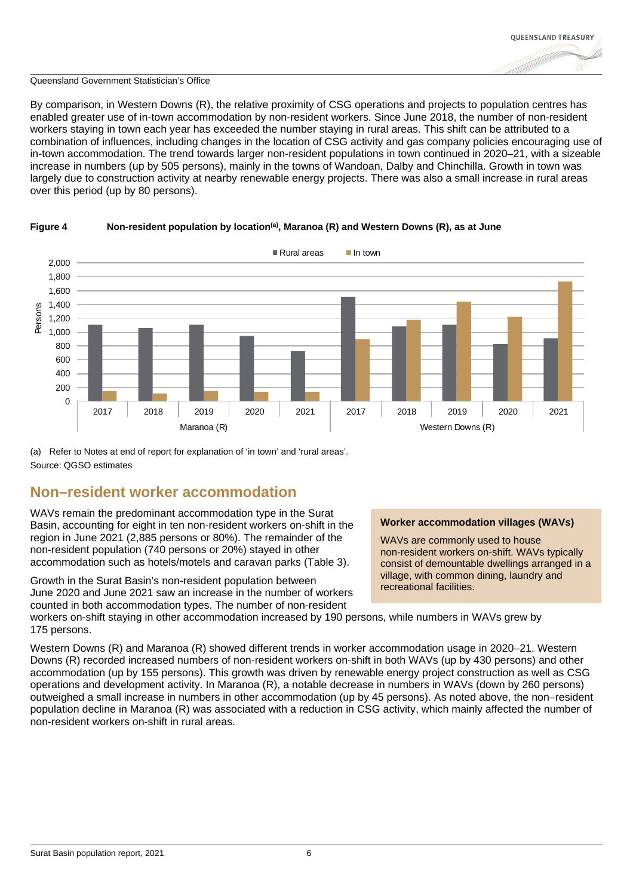By comparison, in Western Downs (R), the relative proximity of CSG operations and projects to population centres has enabled greater use of in-town accommodation by non-resident workers. Since June 2018, the number of non-resident workers staying in town each year has exceeded the number staying in rural areas. This shift can be attributed to a combination of influences, including changes in the location of CSG activity and gas company policies encouraging use of in-town accommodation. The trend towards larger non-resident populations in town continued in 2020–21, with a sizeable increase in numbers (up by 505 persons), mainly in the towns of Wandoan, Dalby and Chinchilla. Growth in town was largely due to construction activity at nearby renewable energy projects. There was also a small increase in rural areas over this period (up by 80 persons).

**Figure 4** **Non-resident population by location[(a)], Maranoa (R) and Western Downs (R), as at June**

(a) Refer to Notes at end of report for explanation of 'in town' and 'rural areas'.
Source: QGSO estimates

## Non–resident worker accommodation

WAVs remain the predominant accommodation type in the Surat Basin, accounting for eight in ten non-resident workers on-shift in the region in June 2021 (2,885 persons or 80%). The remainder of the non-resident population (740 persons or 20%) stayed in other accommodation such as hotels/motels and caravan parks (Table 3).

Growth in the Surat Basin's non-resident population between June 2020 and June 2021 saw an increase in the number of workers counted in both accommodation types. The number of non-resident workers on-shift staying in other accommodation increased by 190 persons, while numbers in WAVs grew by 175 persons.

> **Worker accommodation villages (WAVs)**
>
> WAVs are commonly used to house non-resident workers on-shift. WAVs typically consist of demountable dwellings arranged in a village, with common dining, laundry and recreational facilities.

Western Downs (R) and Maranoa (R) showed different trends in worker accommodation usage in 2020–21. Western Downs (R) recorded increased numbers of non-resident workers on-shift in both WAVs (up by 430 persons) and other accommodation (up by 155 persons). This growth was driven by renewable energy project construction as well as CSG operations and development activity. In Maranoa (R), a notable decrease in numbers in WAVs (down by 260 persons) outweighed a small increase in numbers in other accommodation (up by 45 persons). As noted above, the non–resident population decline in Maranoa (R) was associated with a reduction in CSG activity, which mainly affected the number of non-resident workers on-shift in rural areas.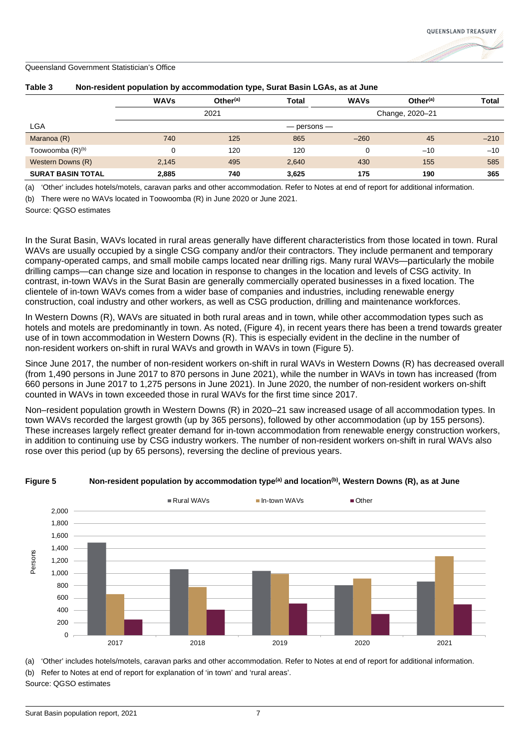**Table 3 Non-resident population by accommodation type, Surat Basin LGAs, as at June**

| LGA | WAVs | Other[(a)] | Total | WAVs | Other[(a)] | Total |
|---|---|---|---|---|---|---|
| | 2021 | | | Change, 2020–21 | | |
| | — persons — | | | | | |
| Maranoa (R) | 740 | 125 | 865 | –260 | 45 | –210 |
| Toowoomba (R)[(b)] | 0 | 120 | 120 | 0 | –10 | –10 |
| Western Downs (R) | 2,145 | 495 | 2,640 | 430 | 155 | 585 |
| **SURAT BASIN TOTAL** | **2,885** | **740** | **3,625** | **175** | **190** | **365** |

(a) 'Other' includes hotels/motels, caravan parks and other accommodation. Refer to Notes at end of report for additional information.

(b) There were no WAVs located in Toowoomba (R) in June 2020 or June 2021.

Source: QGSO estimates

In the Surat Basin, WAVs located in rural areas generally have different characteristics from those located in town. Rural WAVs are usually occupied by a single CSG company and/or their contractors. They include permanent and temporary company-operated camps, and small mobile camps located near drilling rigs. Many rural WAVs—particularly the mobile drilling camps—can change size and location in response to changes in the location and levels of CSG activity. In contrast, in-town WAVs in the Surat Basin are generally commercially operated businesses in a fixed location. The clientele of in-town WAVs comes from a wider base of companies and industries, including renewable energy construction, coal industry and other workers, as well as CSG production, drilling and maintenance workforces.

In Western Downs (R), WAVs are situated in both rural areas and in town, while other accommodation types such as hotels and motels are predominantly in town. As noted, (Figure 4), in recent years there has been a trend towards greater use of in town accommodation in Western Downs (R). This is especially evident in the decline in the number of non-resident workers on-shift in rural WAVs and growth in WAVs in town (Figure 5).

Since June 2017, the number of non-resident workers on-shift in rural WAVs in Western Downs (R) has decreased overall (from 1,490 persons in June 2017 to 870 persons in June 2021), while the number in WAVs in town has increased (from 660 persons in June 2017 to 1,275 persons in June 2021). In June 2020, the number of non-resident workers on-shift counted in WAVs in town exceeded those in rural WAVs for the first time since 2017.

Non–resident population growth in Western Downs (R) in 2020–21 saw increased usage of all accommodation types. In town WAVs recorded the largest growth (up by 365 persons), followed by other accommodation (up by 155 persons). These increases largely reflect greater demand for in-town accommodation from renewable energy construction workers, in addition to continuing use by CSG industry workers. The number of non-resident workers on-shift in rural WAVs also rose over this period (up by 65 persons), reversing the decline of previous years.

**Figure 5 Non-resident population by accommodation type[(a)] and location[(b)], Western Downs (R), as at June**

(a) 'Other' includes hotels/motels, caravan parks and other accommodation. Refer to Notes at end of report for additional information.

(b) Refer to Notes at end of report for explanation of 'in town' and 'rural areas'.

Source: QGSO estimates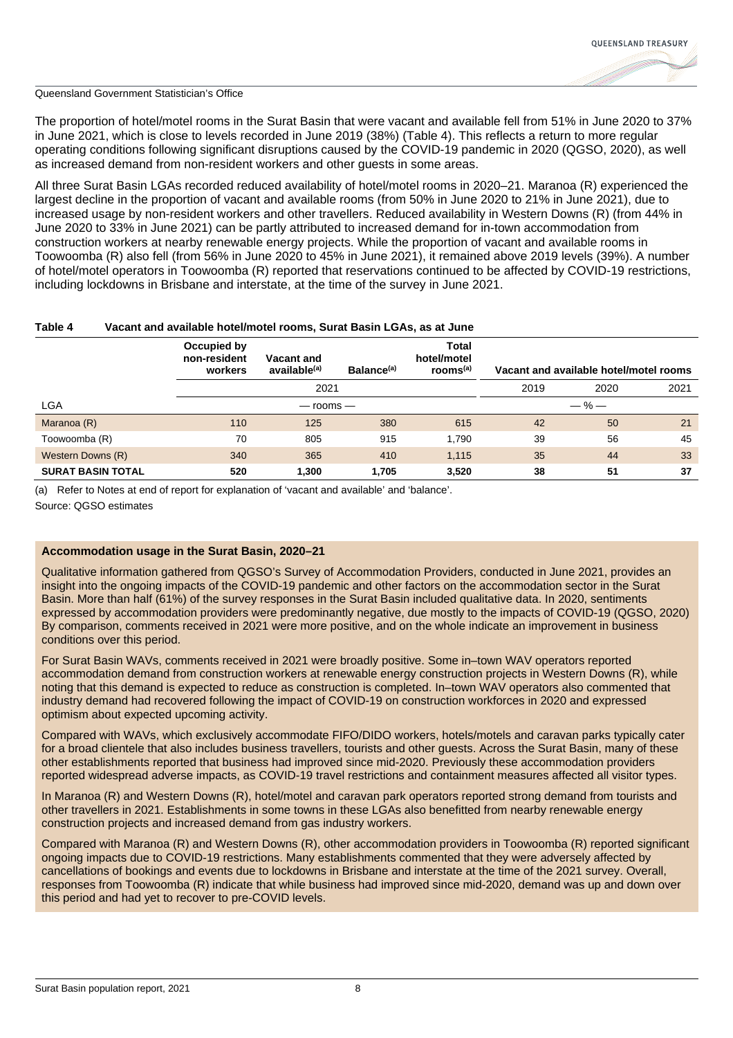The proportion of hotel/motel rooms in the Surat Basin that were vacant and available fell from 51% in June 2020 to 37% in June 2021, which is close to levels recorded in June 2019 (38%) (Table 4). This reflects a return to more regular operating conditions following significant disruptions caused by the COVID-19 pandemic in 2020 (QGSO, 2020), as well as increased demand from non-resident workers and other guests in some areas.

All three Surat Basin LGAs recorded reduced availability of hotel/motel rooms in 2020–21. Maranoa (R) experienced the largest decline in the proportion of vacant and available rooms (from 50% in June 2020 to 21% in June 2021), due to increased usage by non-resident workers and other travellers. Reduced availability in Western Downs (R) (from 44% in June 2020 to 33% in June 2021) can be partly attributed to increased demand for in-town accommodation from construction workers at nearby renewable energy projects. While the proportion of vacant and available rooms in Toowoomba (R) also fell (from 56% in June 2020 to 45% in June 2021), it remained above 2019 levels (39%). A number of hotel/motel operators in Toowoomba (R) reported that reservations continued to be affected by COVID-19 restrictions, including lockdowns in Brisbane and interstate, at the time of the survey in June 2021.

**Table 4 Vacant and available hotel/motel rooms, Surat Basin LGAs, as at June**

| | Occupied by non-resident workers | Vacant and available[(a)] | Balance[(a)] | Total hotel/motel rooms[(a)] | Vacant and available hotel/motel rooms | | |
|---|---|---|---|---|---|---|---|
| | 2021 | | | | 2019 | 2020 | 2021 |
| LGA | — rooms — | | | | — % — | | |
| Maranoa (R) | 110 | 125 | 380 | 615 | 42 | 50 | 21 |
| Toowoomba (R) | 70 | 805 | 915 | 1,790 | 39 | 56 | 45 |
| Western Downs (R) | 340 | 365 | 410 | 1,115 | 35 | 44 | 33 |
| **SURAT BASIN TOTAL** | **520** | **1,300** | **1,705** | **3,520** | **38** | **51** | **37** |

(a) Refer to Notes at end of report for explanation of 'vacant and available' and 'balance'.

Source: QGSO estimates

**Accommodation usage in the Surat Basin, 2020–21**

Qualitative information gathered from QGSO's Survey of Accommodation Providers, conducted in June 2021, provides an insight into the ongoing impacts of the COVID-19 pandemic and other factors on the accommodation sector in the Surat Basin. More than half (61%) of the survey responses in the Surat Basin included qualitative data. In 2020, sentiments expressed by accommodation providers were predominantly negative, due mostly to the impacts of COVID-19 (QGSO, 2020) By comparison, comments received in 2021 were more positive, and on the whole indicate an improvement in business conditions over this period.

For Surat Basin WAVs, comments received in 2021 were broadly positive. Some in–town WAV operators reported accommodation demand from construction workers at renewable energy construction projects in Western Downs (R), while noting that this demand is expected to reduce as construction is completed. In–town WAV operators also commented that industry demand had recovered following the impact of COVID-19 on construction workforces in 2020 and expressed optimism about expected upcoming activity.

Compared with WAVs, which exclusively accommodate FIFO/DIDO workers, hotels/motels and caravan parks typically cater for a broad clientele that also includes business travellers, tourists and other guests. Across the Surat Basin, many of these other establishments reported that business had improved since mid-2020. Previously these accommodation providers reported widespread adverse impacts, as COVID-19 travel restrictions and containment measures affected all visitor types.

In Maranoa (R) and Western Downs (R), hotel/motel and caravan park operators reported strong demand from tourists and other travellers in 2021. Establishments in some towns in these LGAs also benefitted from nearby renewable energy construction projects and increased demand from gas industry workers.

Compared with Maranoa (R) and Western Downs (R), other accommodation providers in Toowoomba (R) reported significant ongoing impacts due to COVID-19 restrictions. Many establishments commented that they were adversely affected by cancellations of bookings and events due to lockdowns in Brisbane and interstate at the time of the 2021 survey. Overall, responses from Toowoomba (R) indicate that while business had improved since mid-2020, demand was up and down over this period and had yet to recover to pre-COVID levels.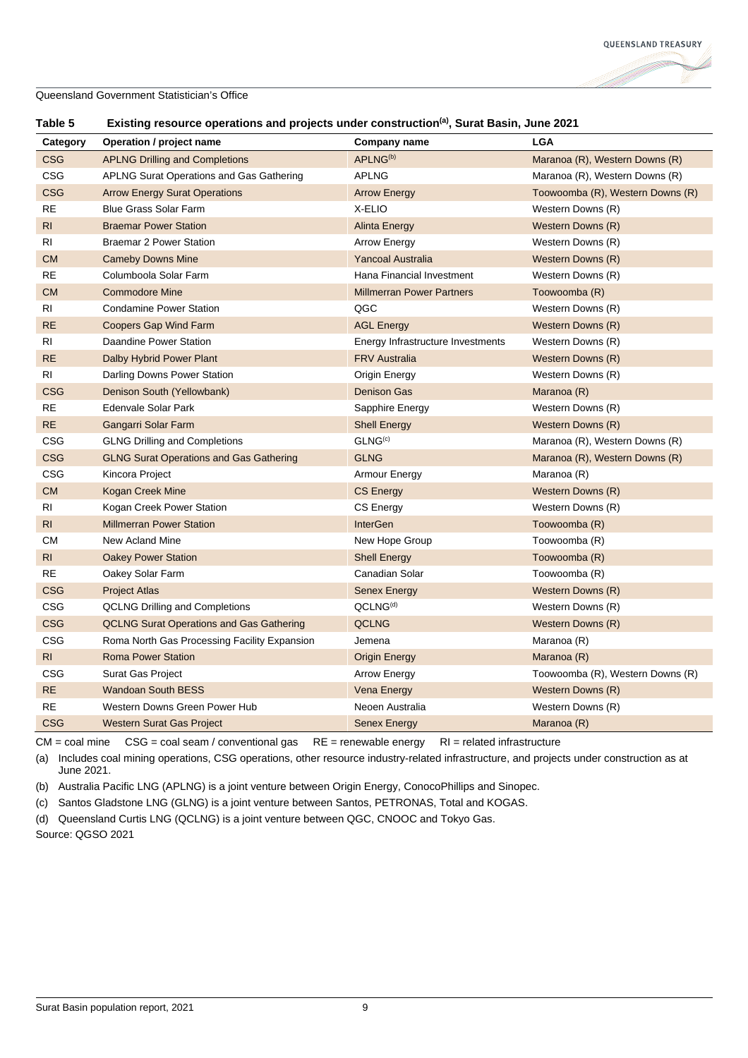Queensland Government Statistician's Office

**Table 5 Existing resource operations and projects under construction[a], Surat Basin, June 2021**

| Category | Operation / project name | Company name | LGA |
|---|---|---|---|
| CSG | APLNG Drilling and Completions | APLNG[b] | Maranoa (R), Western Downs (R) |
| CSG | APLNG Surat Operations and Gas Gathering | APLNG | Maranoa (R), Western Downs (R) |
| CSG | Arrow Energy Surat Operations | Arrow Energy | Toowoomba (R), Western Downs (R) |
| RE | Blue Grass Solar Farm | X-ELIO | Western Downs (R) |
| RI | Braemar Power Station | Alinta Energy | Western Downs (R) |
| RI | Braemar 2 Power Station | Arrow Energy | Western Downs (R) |
| CM | Cameby Downs Mine | Yancoal Australia | Western Downs (R) |
| RE | Columboola Solar Farm | Hana Financial Investment | Western Downs (R) |
| CM | Commodore Mine | Millmerran Power Partners | Toowoomba (R) |
| RI | Condamine Power Station | QGC | Western Downs (R) |
| RE | Coopers Gap Wind Farm | AGL Energy | Western Downs (R) |
| RI | Daandine Power Station | Energy Infrastructure Investments | Western Downs (R) |
| RE | Dalby Hybrid Power Plant | FRV Australia | Western Downs (R) |
| RI | Darling Downs Power Station | Origin Energy | Western Downs (R) |
| CSG | Denison South (Yellowbank) | Denison Gas | Maranoa (R) |
| RE | Edenvale Solar Park | Sapphire Energy | Western Downs (R) |
| RE | Gangarri Solar Farm | Shell Energy | Western Downs (R) |
| CSG | GLNG Drilling and Completions | GLNG[c] | Maranoa (R), Western Downs (R) |
| CSG | GLNG Surat Operations and Gas Gathering | GLNG | Maranoa (R), Western Downs (R) |
| CSG | Kincora Project | Armour Energy | Maranoa (R) |
| CM | Kogan Creek Mine | CS Energy | Western Downs (R) |
| RI | Kogan Creek Power Station | CS Energy | Western Downs (R) |
| RI | Millmerran Power Station | InterGen | Toowoomba (R) |
| CM | New Acland Mine | New Hope Group | Toowoomba (R) |
| RI | Oakey Power Station | Shell Energy | Toowoomba (R) |
| RE | Oakey Solar Farm | Canadian Solar | Toowoomba (R) |
| CSG | Project Atlas | Senex Energy | Western Downs (R) |
| CSG | QCLNG Drilling and Completions | QCLNG[d] | Western Downs (R) |
| CSG | QCLNG Surat Operations and Gas Gathering | QCLNG | Western Downs (R) |
| CSG | Roma North Gas Processing Facility Expansion | Jemena | Maranoa (R) |
| RI | Roma Power Station | Origin Energy | Maranoa (R) |
| CSG | Surat Gas Project | Arrow Energy | Toowoomba (R), Western Downs (R) |
| RE | Wandoan South BESS | Vena Energy | Western Downs (R) |
| RE | Western Downs Green Power Hub | Neoen Australia | Western Downs (R) |
| CSG | Western Surat Gas Project | Senex Energy | Maranoa (R) |

CM = coal mine  CSG = coal seam / conventional gas  RE = renewable energy  RI = related infrastructure

(a) Includes coal mining operations, CSG operations, other resource industry-related infrastructure, and projects under construction as at June 2021.

(b) Australia Pacific LNG (APLNG) is a joint venture between Origin Energy, ConocoPhillips and Sinopec.

(c) Santos Gladstone LNG (GLNG) is a joint venture between Santos, PETRONAS, Total and KOGAS.

(d) Queensland Curtis LNG (QCLNG) is a joint venture between QGC, CNOOC and Tokyo Gas.

Source: QGSO 2021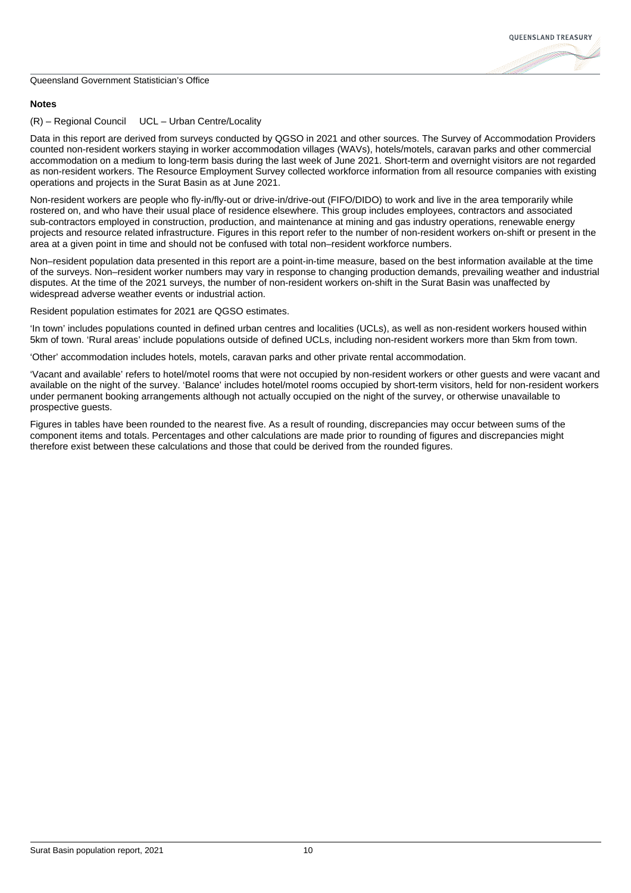**Notes**

(R) – Regional Council  UCL – Urban Centre/Locality

Data in this report are derived from surveys conducted by QGSO in 2021 and other sources. The Survey of Accommodation Providers counted non-resident workers staying in worker accommodation villages (WAVs), hotels/motels, caravan parks and other commercial accommodation on a medium to long-term basis during the last week of June 2021. Short-term and overnight visitors are not regarded as non-resident workers. The Resource Employment Survey collected workforce information from all resource companies with existing operations and projects in the Surat Basin as at June 2021.

Non-resident workers are people who fly-in/fly-out or drive-in/drive-out (FIFO/DIDO) to work and live in the area temporarily while rostered on, and who have their usual place of residence elsewhere. This group includes employees, contractors and associated sub-contractors employed in construction, production, and maintenance at mining and gas industry operations, renewable energy projects and resource related infrastructure. Figures in this report refer to the number of non-resident workers on-shift or present in the area at a given point in time and should not be confused with total non–resident workforce numbers.

Non–resident population data presented in this report are a point-in-time measure, based on the best information available at the time of the surveys. Non–resident worker numbers may vary in response to changing production demands, prevailing weather and industrial disputes. At the time of the 2021 surveys, the number of non-resident workers on-shift in the Surat Basin was unaffected by widespread adverse weather events or industrial action.

Resident population estimates for 2021 are QGSO estimates.

'In town' includes populations counted in defined urban centres and localities (UCLs), as well as non-resident workers housed within 5km of town. 'Rural areas' include populations outside of defined UCLs, including non-resident workers more than 5km from town.

'Other' accommodation includes hotels, motels, caravan parks and other private rental accommodation.

'Vacant and available' refers to hotel/motel rooms that were not occupied by non-resident workers or other guests and were vacant and available on the night of the survey. 'Balance' includes hotel/motel rooms occupied by short-term visitors, held for non-resident workers under permanent booking arrangements although not actually occupied on the night of the survey, or otherwise unavailable to prospective guests.

Figures in tables have been rounded to the nearest five. As a result of rounding, discrepancies may occur between sums of the component items and totals. Percentages and other calculations are made prior to rounding of figures and discrepancies might therefore exist between these calculations and those that could be derived from the rounded figures.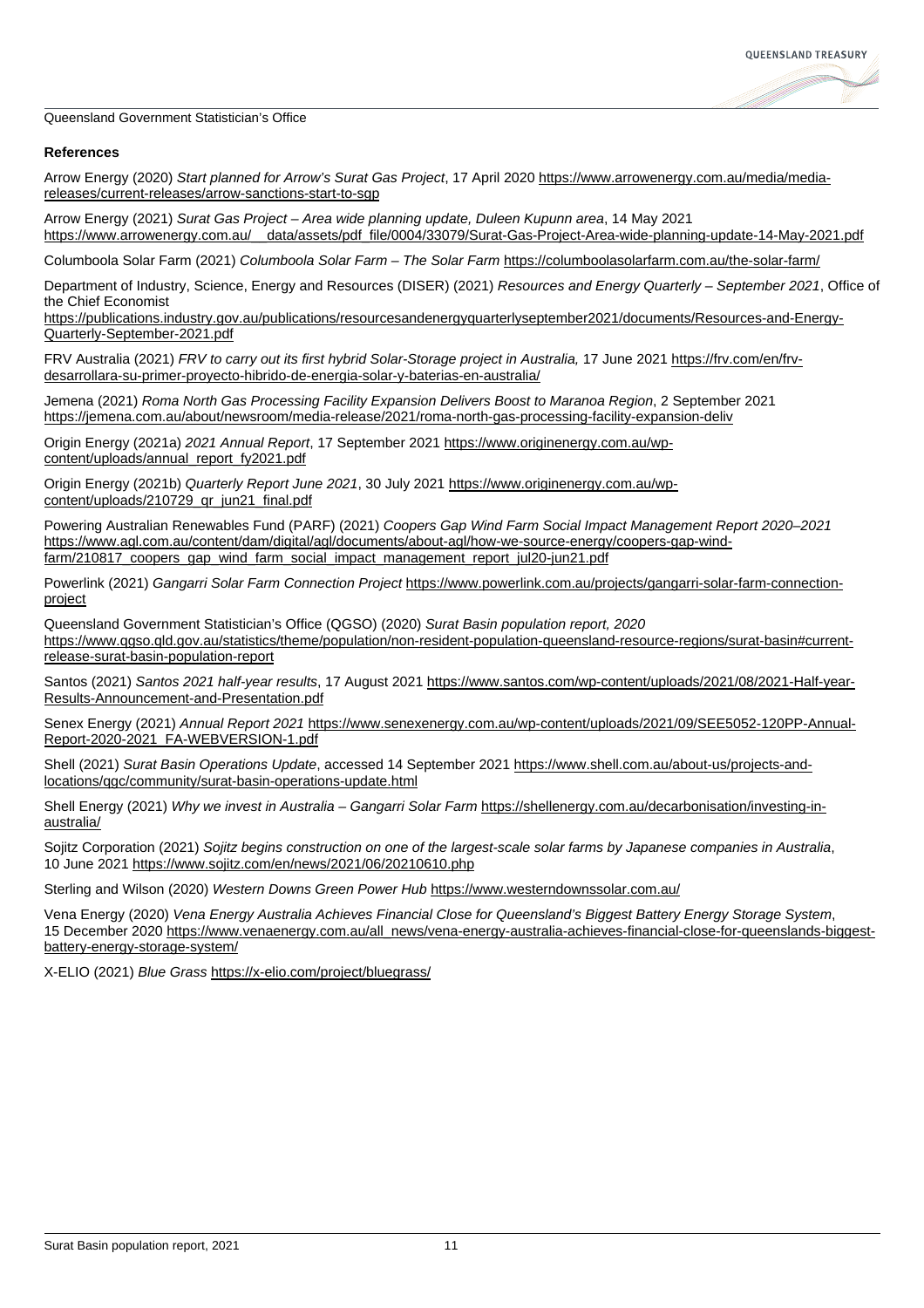Queensland Government Statistician's Office

**References**

Arrow Energy (2020) *Start planned for Arrow's Surat Gas Project*, 17 April 2020 https://www.arrowenergy.com.au/media/media-releases/current-releases/arrow-sanctions-start-to-sgp

Arrow Energy (2021) *Surat Gas Project – Area wide planning update, Duleen Kupunn area*, 14 May 2021 https://www.arrowenergy.com.au/__data/assets/pdf_file/0004/33079/Surat-Gas-Project-Area-wide-planning-update-14-May-2021.pdf

Columboola Solar Farm (2021) *Columboola Solar Farm – The Solar Farm* https://columboolasolarfarm.com.au/the-solar-farm/

Department of Industry, Science, Energy and Resources (DISER) (2021) *Resources and Energy Quarterly – September 2021*, Office of the Chief Economist https://publications.industry.gov.au/publications/resourcesandenergyquarterlyseptember2021/documents/Resources-and-Energy-Quarterly-September-2021.pdf

FRV Australia (2021) *FRV to carry out its first hybrid Solar-Storage project in Australia,* 17 June 2021 https://frv.com/en/frv-desarrollara-su-primer-proyecto-hibrido-de-energia-solar-y-baterias-en-australia/

Jemena (2021) *Roma North Gas Processing Facility Expansion Delivers Boost to Maranoa Region*, 2 September 2021 https://jemena.com.au/about/newsroom/media-release/2021/roma-north-gas-processing-facility-expansion-deliv

Origin Energy (2021a) *2021 Annual Report*, 17 September 2021 https://www.originenergy.com.au/wp-content/uploads/annual_report_fy2021.pdf

Origin Energy (2021b) *Quarterly Report June 2021*, 30 July 2021 https://www.originenergy.com.au/wp-content/uploads/210729_qr_jun21_final.pdf

Powering Australian Renewables Fund (PARF) (2021) *Coopers Gap Wind Farm Social Impact Management Report 2020–2021* https://www.agl.com.au/content/dam/digital/agl/documents/about-agl/how-we-source-energy/coopers-gap-wind-farm/210817_coopers_gap_wind_farm_social_impact_management_report_jul20-jun21.pdf

Powerlink (2021) *Gangarri Solar Farm Connection Project* https://www.powerlink.com.au/projects/gangarri-solar-farm-connection-project

Queensland Government Statistician's Office (QGSO) (2020) *Surat Basin population report, 2020* https://www.qgso.qld.gov.au/statistics/theme/population/non-resident-population-queensland-resource-regions/surat-basin#current-release-surat-basin-population-report

Santos (2021) *Santos 2021 half-year results*, 17 August 2021 https://www.santos.com/wp-content/uploads/2021/08/2021-Half-year-Results-Announcement-and-Presentation.pdf

Senex Energy (2021) *Annual Report 2021* https://www.senexenergy.com.au/wp-content/uploads/2021/09/SEE5052-120PP-Annual-Report-2020-2021_FA-WEBVERSION-1.pdf

Shell (2021) *Surat Basin Operations Update*, accessed 14 September 2021 https://www.shell.com.au/about-us/projects-and-locations/qgc/community/surat-basin-operations-update.html

Shell Energy (2021) *Why we invest in Australia – Gangarri Solar Farm* https://shellenergy.com.au/decarbonisation/investing-in-australia/

Sojitz Corporation (2021) *Sojitz begins construction on one of the largest-scale solar farms by Japanese companies in Australia*, 10 June 2021 https://www.sojitz.com/en/news/2021/06/20210610.php

Sterling and Wilson (2020) *Western Downs Green Power Hub* https://www.westerndownssolar.com.au/

Vena Energy (2020) *Vena Energy Australia Achieves Financial Close for Queensland's Biggest Battery Energy Storage System*, 15 December 2020 https://www.venaenergy.com.au/all_news/vena-energy-australia-achieves-financial-close-for-queenslands-biggest-battery-energy-storage-system/

X-ELIO (2021) *Blue Grass* https://x-elio.com/project/bluegrass/